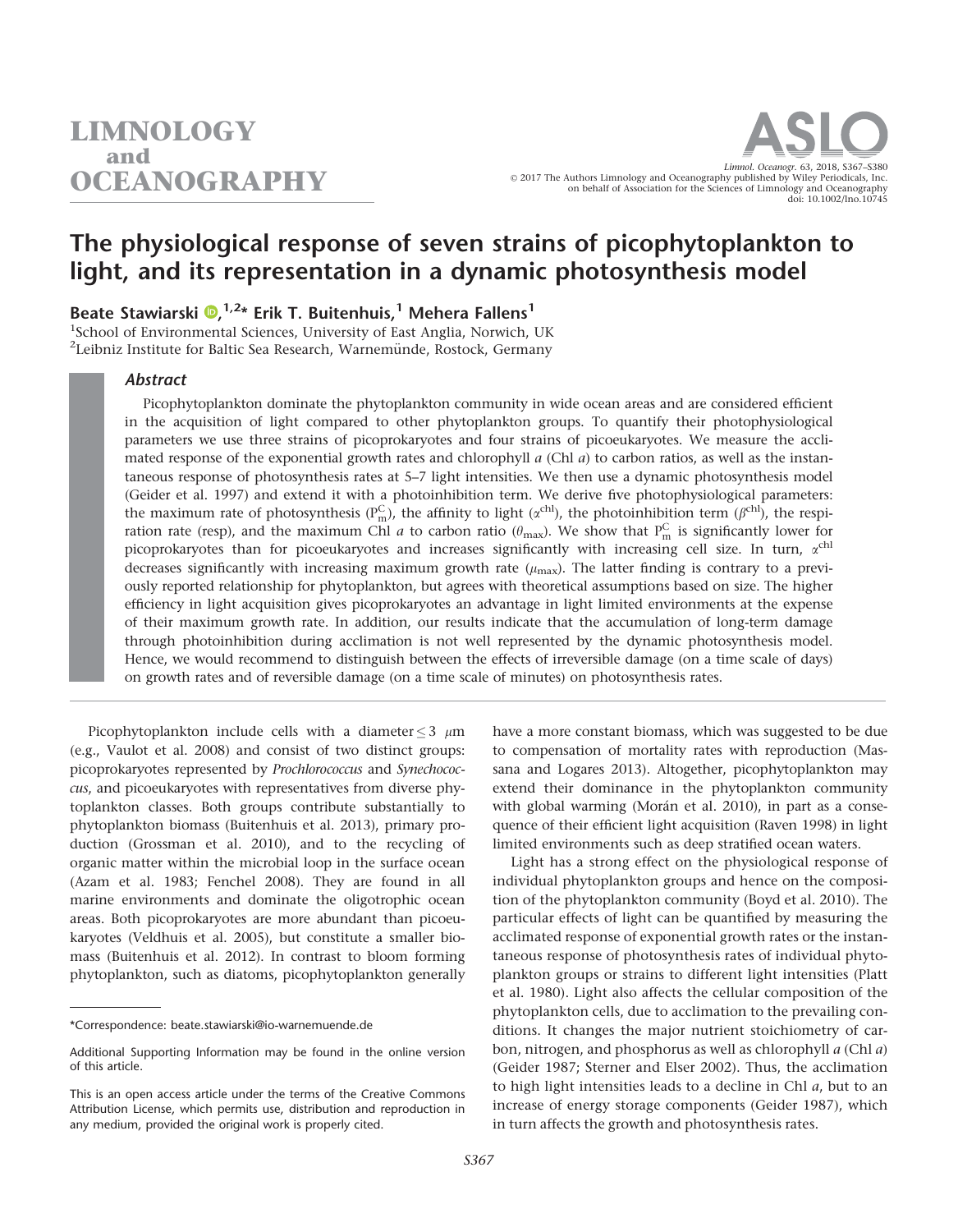# The physiological response of seven strains of picophytoplankton to light, and its representation in a dynamic photosynthesis model

**Beate Stawiarski**,[1,2]* **Erik T. Buitenhuis**,[1] **Mehera Fallens**[1]

[1]School of Environmental Sciences, University of East Anglia, Norwich, UK
[2]Leibniz Institute for Baltic Sea Research, Warnemünde, Rostock, Germany

### Abstract

Picophytoplankton dominate the phytoplankton community in wide ocean areas and are considered efficient in the acquisition of light compared to other phytoplankton groups. To quantify their photophysiological parameters we use three strains of picoprokaryotes and four strains of picoeukaryotes. We measure the acclimated response of the exponential growth rates and chlorophyll *a* (Chl *a*) to carbon ratios, as well as the instantaneous response of photosynthesis rates at 5–7 light intensities. We then use a dynamic photosynthesis model (Geider et al. 1997) and extend it with a photoinhibition term. We derive five photophysiological parameters: the maximum rate of photosynthesis ($P_m^C$), the affinity to light ($\alpha^{chl}$), the photoinhibition term ($\beta^{chl}$), the respiration rate (resp), and the maximum Chl *a* to carbon ratio ($\theta_{max}$). We show that $P_m^C$ is significantly lower for picoprokaryotes than for picoeukaryotes and increases significantly with increasing cell size. In turn, $\alpha^{chl}$ decreases significantly with increasing maximum growth rate ($\mu_{max}$). The latter finding is contrary to a previously reported relationship for phytoplankton, but agrees with theoretical assumptions based on size. The higher efficiency in light acquisition gives picoprokaryotes an advantage in light limited environments at the expense of their maximum growth rate. In addition, our results indicate that the accumulation of long-term damage through photoinhibition during acclimation is not well represented by the dynamic photosynthesis model. Hence, we would recommend to distinguish between the effects of irreversible damage (on a time scale of days) on growth rates and of reversible damage (on a time scale of minutes) on photosynthesis rates.

Picophytoplankton include cells with a diameter $\leq 3$ $\mu$m (e.g., Vaulot et al. 2008) and consist of two distinct groups: picoprokaryotes represented by *Prochlorococcus* and *Synechococcus*, and picoeukaryotes with representatives from diverse phytoplankton classes. Both groups contribute substantially to phytoplankton biomass (Buitenhuis et al. 2013), primary production (Grossman et al. 2010), and to the recycling of organic matter within the microbial loop in the surface ocean (Azam et al. 1983; Fenchel 2008). They are found in all marine environments and dominate the oligotrophic ocean areas. Both picoprokaryotes are more abundant than picoeukaryotes (Veldhuis et al. 2005), but constitute a smaller biomass (Buitenhuis et al. 2012). In contrast to bloom forming phytoplankton, such as diatoms, picophytoplankton generally have a more constant biomass, which was suggested to be due to compensation of mortality rates with reproduction (Massana and Logares 2013). Altogether, picophytoplankton may extend their dominance in the phytoplankton community with global warming (Morán et al. 2010), in part as a consequence of their efficient light acquisition (Raven 1998) in light limited environments such as deep stratified ocean waters.

Light has a strong effect on the physiological response of individual phytoplankton groups and hence on the composition of the phytoplankton community (Boyd et al. 2010). The particular effects of light can be quantified by measuring the acclimated response of exponential growth rates or the instantaneous response of photosynthesis rates of individual phytoplankton groups or strains to different light intensities (Platt et al. 1980). Light also affects the cellular composition of the phytoplankton cells, due to acclimation to the prevailing conditions. It changes the major nutrient stoichiometry of carbon, nitrogen, and phosphorus as well as chlorophyll *a* (Chl *a*) (Geider 1987; Sterner and Elser 2002). Thus, the acclimation to high light intensities leads to a decline in Chl *a*, but to an increase of energy storage components (Geider 1987), which in turn affects the growth and photosynthesis rates.

*Correspondence: beate.stawiarski@io-warnemuende.de

Additional Supporting Information may be found in the online version of this article.

This is an open access article under the terms of the Creative Commons Attribution License, which permits use, distribution and reproduction in any medium, provided the original work is properly cited.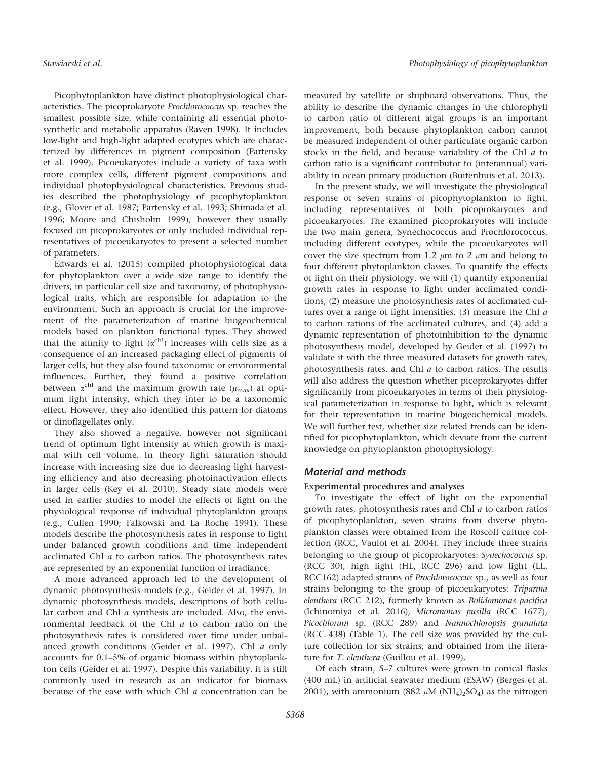Picophytoplankton have distinct photophysiological characteristics. The picoprokaryote *Prochlorococcus* sp. reaches the smallest possible size, while containing all essential photosynthetic and metabolic apparatus (Raven 1998). It includes low-light and high-light adapted ecotypes which are characterized by differences in pigment composition (Partensky et al. 1999). Picoeukaryotes include a variety of taxa with more complex cells, different pigment compositions and individual photophysiological characteristics. Previous studies described the photophysiology of picophytoplankton (e.g., Glover et al. 1987; Partensky et al. 1993; Shimada et al. 1996; Moore and Chisholm 1999), however they usually focused on picoprokaryotes or only included individual representatives of picoeukaryotes to present a selected number of parameters.

Edwards et al. (2015) compiled photophysiological data for phytoplankton over a wide size range to identify the drivers, in particular cell size and taxonomy, of photophysiological traits, which are responsible for adaptation to the environment. Such an approach is crucial for the improvement of the parameterization of marine biogeochemical models based on plankton functional types. They showed that the affinity to light ($\alpha^{chl}$) increases with cells size as a consequence of an increased packaging effect of pigments of larger cells, but they also found taxonomic or environmental influences. Further, they found a positive correlation between $\alpha^{chl}$ and the maximum growth rate ($\mu_{max}$) at optimum light intensity, which they infer to be a taxonomic effect. However, they also identified this pattern for diatoms or dinoflagellates only.

They also showed a negative, however not significant trend of optimum light intensity at which growth is maximal with cell volume. In theory light saturation should increase with increasing size due to decreasing light harvesting efficiency and also decreasing photoinactivation effects in larger cells (Key et al. 2010). Steady state models were used in earlier studies to model the effects of light on the physiological response of individual phytoplankton groups (e.g., Cullen 1990; Falkowski and La Roche 1991). These models describe the photosynthesis rates in response to light under balanced growth conditions and time independent acclimated Chl *a* to carbon ratios. The photosynthesis rates are represented by an exponential function of irradiance.

A more advanced approach led to the development of dynamic photosynthesis models (e.g., Geider et al. 1997). In dynamic photosynthesis models, descriptions of both cellular carbon and Chl *a* synthesis are included. Also, the environmental feedback of the Chl *a* to carbon ratio on the photosynthesis rates is considered over time under unbalanced growth conditions (Geider et al. 1997). Chl *a* only accounts for 0.1–5% of organic biomass within phytoplankton cells (Geider et al. 1997). Despite this variability, it is still commonly used in research as an indicator for biomass because of the ease with which Chl *a* concentration can be measured by satellite or shipboard observations. Thus, the ability to describe the dynamic changes in the chlorophyll to carbon ratio of different algal groups is an important improvement, both because phytoplankton carbon cannot be measured independent of other particulate organic carbon stocks in the field, and because variability of the Chl *a* to carbon ratio is a significant contributor to (interannual) variability in ocean primary production (Buitenhuis et al. 2013).

In the present study, we will investigate the physiological response of seven strains of picophytoplankton to light, including representatives of both picoprokaryotes and picoeukaryotes. The examined picoprokaryotes will include the two main genera, Synechococcus and Prochlorococcus, including different ecotypes, while the picoeukaryotes will cover the size spectrum from 1.2 $\mu$m to 2 $\mu$m and belong to four different phytoplankton classes. To quantify the effects of light on their physiology, we will (1) quantify exponential growth rates in response to light under acclimated conditions, (2) measure the photosynthesis rates of acclimated cultures over a range of light intensities, (3) measure the Chl *a* to carbon rations of the acclimated cultures, and (4) add a dynamic representation of photoinhibition to the dynamic photosynthesis model, developed by Geider et al. (1997) to validate it with the three measured datasets for growth rates, photosynthesis rates, and Chl *a* to carbon ratios. The results will also address the question whether picoprokaryotes differ significantly from picoeukaryotes in terms of their physiological parameterization in response to light, which is relevant for their representation in marine biogeochemical models. We will further test, whether size related trends can be identified for picophytoplankton, which deviate from the current knowledge on phytoplankton photophysiology.

## Material and methods

### Experimental procedures and analyses

To investigate the effect of light on the exponential growth rates, photosynthesis rates and Chl *a* to carbon ratios of picophytoplankton, seven strains from diverse phytoplankton classes were obtained from the Roscoff culture collection (RCC, Vaulot et al. 2004). They include three strains belonging to the group of picoprokaryotes: *Synechococcus* sp. (RCC 30), high light (HL, RCC 296) and low light (LL, RCC162) adapted strains of *Prochlorococcus* sp., as well as four strains belonging to the group of picoeukaryotes: *Triparma eleuthera* (RCC 212), formerly known as *Bolidomonas pacifica* (Ichinomiya et al. 2016), *Micromonas pusilla* (RCC 1677), *Picochlorum* sp. (RCC 289) and *Nannochloropsis granulata* (RCC 438) (Table 1). The cell size was provided by the culture collection for six strains, and obtained from the literature for *T. eleuthera* (Guillou et al. 1999).

Of each strain, 5–7 cultures were grown in conical flasks (400 mL) in artificial seawater medium (ESAW) (Berges et al. 2001), with ammonium (882 $\mu$M $(NH_4)_2SO_4$) as the nitrogen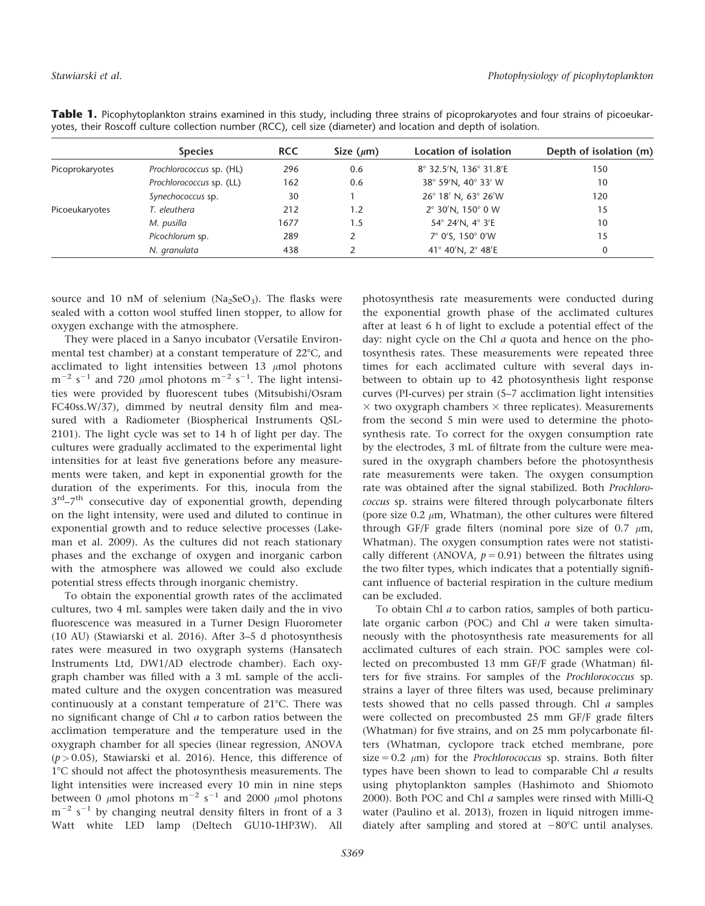**Table 1.** Picophytoplankton strains examined in this study, including three strains of picoprokaryotes and four strains of picoeukaryotes, their Roscoff culture collection number (RCC), cell size (diameter) and location and depth of isolation.

| | Species | RCC | Size ($\mu$m) | Location of isolation | Depth of isolation (m) |
|---|---|---|---|---|---|
| Picoprokaryotes | *Prochlorococcus* sp. (HL) | 296 | 0.6 | 8° 32.5′N, 136° 31.8′E | 150 |
| | *Prochlorococcus* sp. (LL) | 162 | 0.6 | 38° 59′N, 40° 33′ W | 10 |
| | *Synechococcus* sp. | 30 | 1 | 26° 18′ N, 63° 26′W | 120 |
| Picoeukaryotes | *T. eleuthera* | 212 | 1.2 | 2° 30′N, 150° 0 W | 15 |
| | *M. pusilla* | 1677 | 1.5 | 54° 24′N, 4° 3′E | 10 |
| | *Picochlorum* sp. | 289 | 2 | 7° 0′S, 150° 0′W | 15 |
| | *N. granulata* | 438 | 2 | 41° 40′N, 2° 48′E | 0 |

source and 10 nM of selenium ($Na_2SeO_3$). The flasks were sealed with a cotton wool stuffed linen stopper, to allow for oxygen exchange with the atmosphere.

They were placed in a Sanyo incubator (Versatile Environmental test chamber) at a constant temperature of 22°C, and acclimated to light intensities between 13 $\mu$mol photons $m^{-2}$ $s^{-1}$ and 720 $\mu$mol photons $m^{-2}$ $s^{-1}$. The light intensities were provided by fluorescent tubes (Mitsubishi/Osram FC40ss.W/37), dimmed by neutral density film and measured with a Radiometer (Biospherical Instruments QSL-2101). The light cycle was set to 14 h of light per day. The cultures were gradually acclimated to the experimental light intensities for at least five generations before any measurements were taken, and kept in exponential growth for the duration of the experiments. For this, inocula from the 3rd–7th consecutive day of exponential growth, depending on the light intensity, were used and diluted to continue in exponential growth and to reduce selective processes (Lakeman et al. 2009). As the cultures did not reach stationary phases and the exchange of oxygen and inorganic carbon with the atmosphere was allowed we could also exclude potential stress effects through inorganic chemistry.

To obtain the exponential growth rates of the acclimated cultures, two 4 mL samples were taken daily and the in vivo fluorescence was measured in a Turner Design Fluorometer (10 AU) (Stawiarski et al. 2016). After 3–5 d photosynthesis rates were measured in two oxygraph systems (Hansatech Instruments Ltd, DW1/AD electrode chamber). Each oxygraph chamber was filled with a 3 mL sample of the acclimated culture and the oxygen concentration was measured continuously at a constant temperature of 21°C. There was no significant change of Chl *a* to carbon ratios between the acclimation temperature and the temperature used in the oxygraph chamber for all species (linear regression, ANOVA ($p > 0.05$), Stawiarski et al. 2016). Hence, this difference of 1°C should not affect the photosynthesis measurements. The light intensities were increased every 10 min in nine steps between 0 $\mu$mol photons $m^{-2}$ $s^{-1}$ and 2000 $\mu$mol photons $m^{-2}$ $s^{-1}$ by changing neutral density filters in front of a 3 Watt white LED lamp (Deltech GU10-1HP3W). All photosynthesis rate measurements were conducted during the exponential growth phase of the acclimated cultures after at least 6 h of light to exclude a potential effect of the day: night cycle on the Chl *a* quota and hence on the photosynthesis rates. These measurements were repeated three times for each acclimated culture with several days in-between to obtain up to 42 photosynthesis light response curves (PI-curves) per strain (5–7 acclimation light intensities × two oxygraph chambers × three replicates). Measurements from the second 5 min were used to determine the photosynthesis rate. To correct for the oxygen consumption rate by the electrodes, 3 mL of filtrate from the culture were measured in the oxygraph chambers before the photosynthesis rate measurements were taken. The oxygen consumption rate was obtained after the signal stabilized. Both *Prochlorococcus* sp. strains were filtered through polycarbonate filters (pore size 0.2 $\mu$m, Whatman), the other cultures were filtered through GF/F grade filters (nominal pore size of 0.7 $\mu$m, Whatman). The oxygen consumption rates were not statistically different (ANOVA, $p = 0.91$) between the filtrates using the two filter types, which indicates that a potentially significant influence of bacterial respiration in the culture medium can be excluded.

To obtain Chl *a* to carbon ratios, samples of both particulate organic carbon (POC) and Chl *a* were taken simultaneously with the photosynthesis rate measurements for all acclimated cultures of each strain. POC samples were collected on precombusted 13 mm GF/F grade (Whatman) filters for five strains. For samples of the *Prochlorococcus* sp. strains a layer of three filters was used, because preliminary tests showed that no cells passed through. Chl *a* samples were collected on precombusted 25 mm GF/F grade filters (Whatman) for five strains, and on 25 mm polycarbonate filters (Whatman, cyclopore track etched membrane, pore size = 0.2 $\mu$m) for the *Prochlorococcus* sp. strains. Both filter types have been shown to lead to comparable Chl *a* results using phytoplankton samples (Hashimoto and Shiomoto 2000). Both POC and Chl *a* samples were rinsed with Milli-Q water (Paulino et al. 2013), frozen in liquid nitrogen immediately after sampling and stored at −80°C until analyses.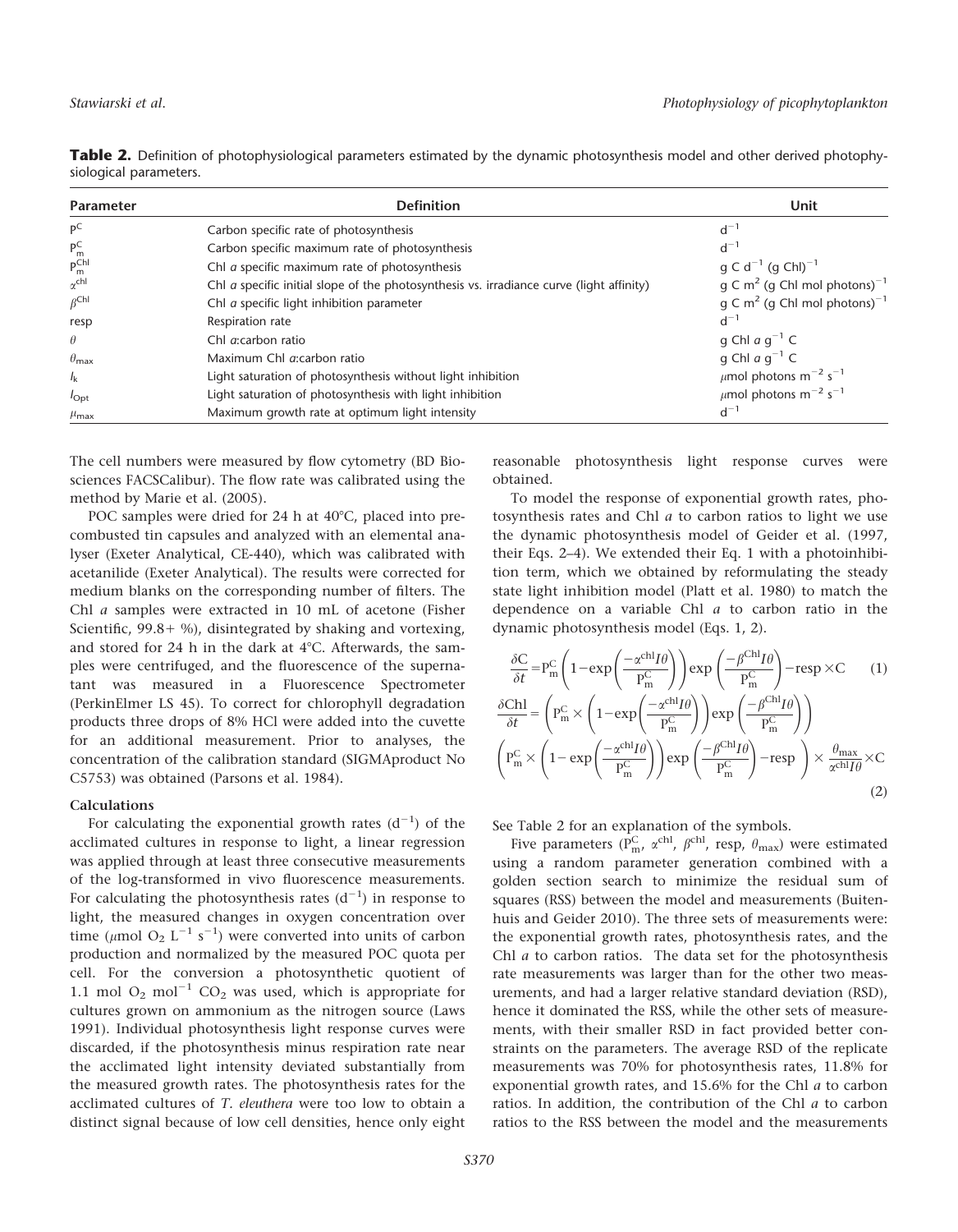**Table 2.** Definition of photophysiological parameters estimated by the dynamic photosynthesis model and other derived photophysiological parameters.

| Parameter | Definition | Unit |
|---|---|---|
| $P^C$ | Carbon specific rate of photosynthesis | $d^{-1}$ |
| $P^C_m$ | Carbon specific maximum rate of photosynthesis | $d^{-1}$ |
| $P^{Chl}_m$ | Chl *a* specific maximum rate of photosynthesis | g C $d^{-1}$ (g Chl)$^{-1}$ |
| $\alpha^{chl}$ | Chl *a* specific initial slope of the photosynthesis vs. irradiance curve (light affinity) | g C $m^2$ (g Chl mol photons)$^{-1}$ |
| $\beta^{Chl}$ | Chl *a* specific light inhibition parameter | g C $m^2$ (g Chl mol photons)$^{-1}$ |
| resp | Respiration rate | $d^{-1}$ |
| $\theta$ | Chl *a*:carbon ratio | g Chl *a* $g^{-1}$ C |
| $\theta_{max}$ | Maximum Chl *a*:carbon ratio | g Chl *a* $g^{-1}$ C |
| $I_k$ | Light saturation of photosynthesis without light inhibition | $\mu$mol photons $m^{-2}$ $s^{-1}$ |
| $I_{Opt}$ | Light saturation of photosynthesis with light inhibition | $\mu$mol photons $m^{-2}$ $s^{-1}$ |
| $\mu_{max}$ | Maximum growth rate at optimum light intensity | $d^{-1}$ |

The cell numbers were measured by flow cytometry (BD Biosciences FACSCalibur). The flow rate was calibrated using the method by Marie et al. (2005).

POC samples were dried for 24 h at 40°C, placed into precombusted tin capsules and analyzed with an elemental analyser (Exeter Analytical, CE-440), which was calibrated with acetanilide (Exeter Analytical). The results were corrected for medium blanks on the corresponding number of filters. The Chl *a* samples were extracted in 10 mL of acetone (Fisher Scientific, 99.8+ %), disintegrated by shaking and vortexing, and stored for 24 h in the dark at 4°C. Afterwards, the samples were centrifuged, and the fluorescence of the supernatant was measured in a Fluorescence Spectrometer (PerkinElmer LS 45). To correct for chlorophyll degradation products three drops of 8% HCl were added into the cuvette for an additional measurement. Prior to analyses, the concentration of the calibration standard (SIGMAproduct No C5753) was obtained (Parsons et al. 1984).

### Calculations

For calculating the exponential growth rates ($d^{-1}$) of the acclimated cultures in response to light, a linear regression was applied through at least three consecutive measurements of the log-transformed in vivo fluorescence measurements. For calculating the photosynthesis rates ($d^{-1}$) in response to light, the measured changes in oxygen concentration over time ($\mu$mol $O_2$ $L^{-1}$ $s^{-1}$) were converted into units of carbon production and normalized by the measured POC quota per cell. For the conversion a photosynthetic quotient of 1.1 mol $O_2$ mol$^{-1}$ $CO_2$ was used, which is appropriate for cultures grown on ammonium as the nitrogen source (Laws 1991). Individual photosynthesis light response curves were discarded, if the photosynthesis minus respiration rate near the acclimated light intensity deviated substantially from the measured growth rates. The photosynthesis rates for the acclimated cultures of *T. eleuthera* were too low to obtain a distinct signal because of low cell densities, hence only eight reasonable photosynthesis light response curves were obtained.

To model the response of exponential growth rates, photosynthesis rates and Chl *a* to carbon ratios to light we use the dynamic photosynthesis model of Geider et al. (1997, their Eqs. 2–4). We extended their Eq. 1 with a photoinhibition term, which we obtained by reformulating the steady state light inhibition model (Platt et al. 1980) to match the dependence on a variable Chl *a* to carbon ratio in the dynamic photosynthesis model (Eqs. 1, 2).

$$\frac{\delta C}{\delta t}=P^C_m\left(1-\exp\left(\frac{-\alpha^{chl}I\theta}{P^C_m}\right)\right)\exp\left(\frac{-\beta^{Chl}I\theta}{P^C_m}\right)-\text{resp}\times C \qquad (1)$$

$$\frac{\delta Chl}{\delta t}=\left(P^C_m\times\left(1-\exp\left(\frac{-\alpha^{chl}I\theta}{P^C_m}\right)\right)\exp\left(\frac{-\beta^{Chl}I\theta}{P^C_m}\right)\right)$$
$$\left(P^C_m\times\left(1-\exp\left(\frac{-\alpha^{chl}I\theta}{P^C_m}\right)\right)\exp\left(\frac{-\beta^{Chl}I\theta}{P^C_m}\right)-\text{resp}\right)\times\frac{\theta_{max}}{\alpha^{chl}I\theta}\times C \qquad (2)$$

See Table 2 for an explanation of the symbols.

Five parameters ($P^C_m$, $\alpha^{chl}$, $\beta^{chl}$, resp, $\theta_{max}$) were estimated using a random parameter generation combined with a golden section search to minimize the residual sum of squares (RSS) between the model and measurements (Buitenhuis and Geider 2010). The three sets of measurements were: the exponential growth rates, photosynthesis rates, and the Chl *a* to carbon ratios. The data set for the photosynthesis rate measurements was larger than for the other two measurements, and had a larger relative standard deviation (RSD), hence it dominated the RSS, while the other sets of measurements, with their smaller RSD in fact provided better constraints on the parameters. The average RSD of the replicate measurements was 70% for photosynthesis rates, 11.8% for exponential growth rates, and 15.6% for the Chl *a* to carbon ratios. In addition, the contribution of the Chl *a* to carbon ratios to the RSS between the model and the measurements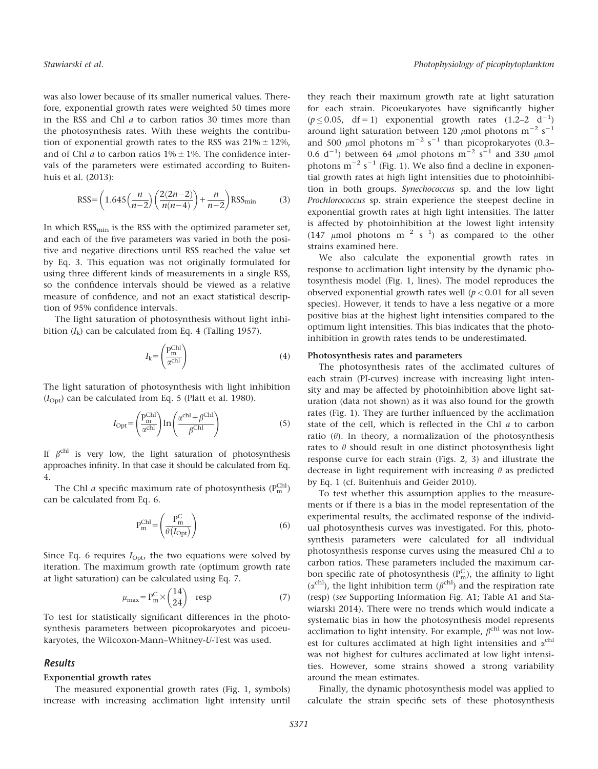was also lower because of its smaller numerical values. Therefore, exponential growth rates were weighted 50 times more in the RSS and Chl *a* to carbon ratios 30 times more than the photosynthesis rates. With these weights the contribution of exponential growth rates to the RSS was $21\% \pm 12\%$, and of Chl *a* to carbon ratios $1\% \pm 1\%$. The confidence intervals of the parameters were estimated according to Buitenhuis et al. (2013):

$$\text{RSS} = \left(1.645\left(\frac{n}{n-2}\right)\left(\frac{2(2n-2)}{n(n-4)}\right) + \frac{n}{n-2}\right)\text{RSS}_{\text{min}} \tag{3}$$

In which $\text{RSS}_{\text{min}}$ is the RSS with the optimized parameter set, and each of the five parameters was varied in both the positive and negative directions until RSS reached the value set by Eq. 3. This equation was not originally formulated for using three different kinds of measurements in a single RSS, so the confidence intervals should be viewed as a relative measure of confidence, and not an exact statistical description of 95% confidence intervals.

The light saturation of photosynthesis without light inhibition ($I_k$) can be calculated from Eq. 4 (Talling 1957).

$$I_k = \left(\frac{P_m^{\text{Chl}}}{\alpha^{\text{chl}}}\right) \tag{4}$$

The light saturation of photosynthesis with light inhibition ($I_{\text{Opt}}$) can be calculated from Eq. 5 (Platt et al. 1980).

$$I_{\text{Opt}} = \left(\frac{P_m^{\text{Chl}}}{\alpha^{\text{chl}}}\right)\ln\left(\frac{\alpha^{\text{chl}} + \beta^{\text{Chl}}}{\beta^{\text{Chl}}}\right) \tag{5}$$

If $\beta^{\text{chl}}$ is very low, the light saturation of photosynthesis approaches infinity. In that case it should be calculated from Eq. 4.

The Chl *a* specific maximum rate of photosynthesis ($P_m^{\text{Chl}}$) can be calculated from Eq. 6.

$$P_m^{\text{Chl}} = \left(\frac{P_m^{\text{C}}}{\theta(I_{\text{Opt}})}\right) \tag{6}$$

Since Eq. 6 requires $I_{\text{Opt}}$, the two equations were solved by iteration. The maximum growth rate (optimum growth rate at light saturation) can be calculated using Eq. 7.

$$\mu_{\text{max}} = P_m^{\text{C}} \times \left(\frac{14}{24}\right) - \text{resp} \tag{7}$$

To test for statistically significant differences in the photosynthesis parameters between picoprokaryotes and picoeukaryotes, the Wilcoxon-Mann–Whitney-*U*-Test was used.

## Results

### Exponential growth rates

The measured exponential growth rates (Fig. 1, symbols) increase with increasing acclimation light intensity until they reach their maximum growth rate at light saturation for each strain. Picoeukaryotes have significantly higher ($p \leq 0.05$, df = 1) exponential growth rates (1.2–2 $\text{d}^{-1}$) around light saturation between 120 $\mu$mol photons $\text{m}^{-2}\ \text{s}^{-1}$ and 500 $\mu$mol photons $\text{m}^{-2}\ \text{s}^{-1}$ than picoprokaryotes (0.3–0.6 $\text{d}^{-1}$) between 64 $\mu$mol photons $\text{m}^{-2}\ \text{s}^{-1}$ and 330 $\mu$mol photons $\text{m}^{-2}\ \text{s}^{-1}$ (Fig. 1). We also find a decline in exponential growth rates at high light intensities due to photoinhibition in both groups. *Synechococcus* sp. and the low light *Prochlorococcus* sp. strain experience the steepest decline in exponential growth rates at high light intensities. The latter is affected by photoinhibition at the lowest light intensity (147 $\mu$mol photons $\text{m}^{-2}\ \text{s}^{-1}$) as compared to the other strains examined here.

We also calculate the exponential growth rates in response to acclimation light intensity by the dynamic photosynthesis model (Fig. 1, lines). The model reproduces the observed exponential growth rates well ($p < 0.01$ for all seven species). However, it tends to have a less negative or a more positive bias at the highest light intensities compared to the optimum light intensities. This bias indicates that the photoinhibition in growth rates tends to be underestimated.

### Photosynthesis rates and parameters

The photosynthesis rates of the acclimated cultures of each strain (PI-curves) increase with increasing light intensity and may be affected by photoinhibition above light saturation (data not shown) as it was also found for the growth rates (Fig. 1). They are further influenced by the acclimation state of the cell, which is reflected in the Chl *a* to carbon ratio ($\theta$). In theory, a normalization of the photosynthesis rates to $\theta$ should result in one distinct photosynthesis light response curve for each strain (Figs. 2, 3) and illustrate the decrease in light requirement with increasing $\theta$ as predicted by Eq. 1 (cf. Buitenhuis and Geider 2010).

To test whether this assumption applies to the measurements or if there is a bias in the model representation of the experimental results, the acclimated response of the individual photosynthesis curves was investigated. For this, photosynthesis parameters were calculated for all individual photosynthesis response curves using the measured Chl *a* to carbon ratios. These parameters included the maximum carbon specific rate of photosynthesis ($P_m^{\text{C}}$), the affinity to light ($\alpha^{\text{chl}}$), the light inhibition term ($\beta^{\text{chl}}$) and the respiration rate (resp) (*see* Supporting Information Fig. A1; Table A1 and Stawiarski 2014). There were no trends which would indicate a systematic bias in how the photosynthesis model represents acclimation to light intensity. For example, $\beta^{\text{chl}}$ was not lowest for cultures acclimated at high light intensities and $\alpha^{\text{chl}}$ was not highest for cultures acclimated at low light intensities. However, some strains showed a strong variability around the mean estimates.

Finally, the dynamic photosynthesis model was applied to calculate the strain specific sets of these photosynthesis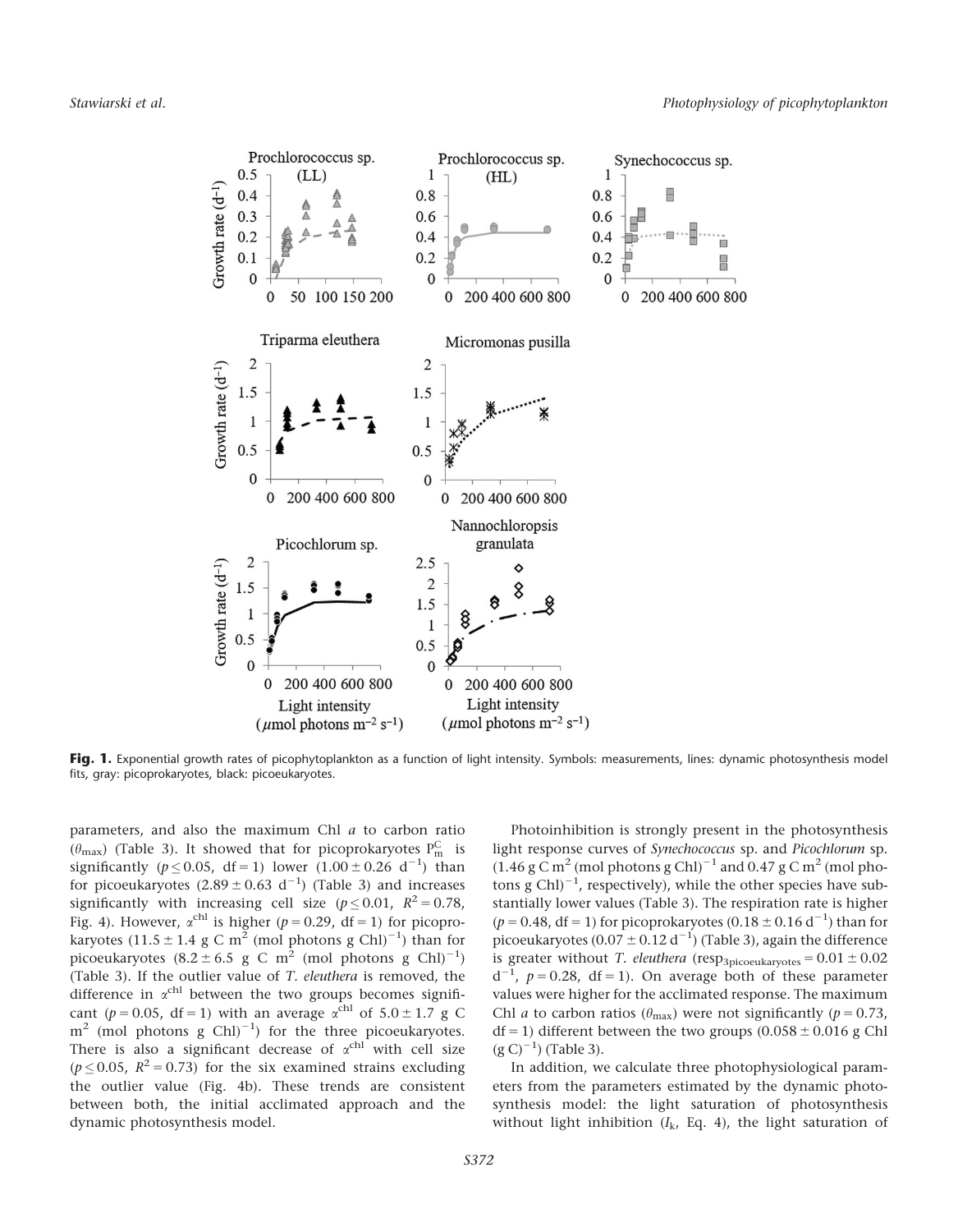Fig. 1. Exponential growth rates of picophytoplankton as a function of light intensity. Symbols: measurements, lines: dynamic photosynthesis model fits, gray: picoprokaryotes, black: picoeukaryotes.

parameters, and also the maximum Chl *a* to carbon ratio ($\theta_{max}$) (Table 3). It showed that for picoprokaryotes $P_m^C$ is significantly ($p \leq 0.05$, df = 1) lower ($1.00 \pm 0.26$ d$^{-1}$) than for picoeukaryotes ($2.89 \pm 0.63$ d$^{-1}$) (Table 3) and increases significantly with increasing cell size ($p \leq 0.01$, $R^2 = 0.78$, Fig. 4). However, $\alpha^{chl}$ is higher ($p = 0.29$, df = 1) for picoprokaryotes ($11.5 \pm 1.4$ g C m$^2$ (mol photons g Chl)$^{-1}$) than for picoeukaryotes ($8.2 \pm 6.5$ g C m$^2$ (mol photons g Chl)$^{-1}$) (Table 3). If the outlier value of *T. eleuthera* is removed, the difference in $\alpha^{chl}$ between the two groups becomes significant ($p = 0.05$, df = 1) with an average $\alpha^{chl}$ of $5.0 \pm 1.7$ g C m$^2$ (mol photons g Chl)$^{-1}$ for the three picoeukaryotes. There is also a significant decrease of $\alpha^{chl}$ with cell size ($p \leq 0.05$, $R^2 = 0.73$) for the six examined strains excluding the outlier value (Fig. 4b). These trends are consistent between both, the initial acclimated approach and the dynamic photosynthesis model.

Photoinhibition is strongly present in the photosynthesis light response curves of *Synechococcus* sp. and *Picochlorum* sp. (1.46 g C m$^2$ (mol photons g Chl)$^{-1}$ and 0.47 g C m$^2$ (mol photons g Chl)$^{-1}$, respectively), while the other species have substantially lower values (Table 3). The respiration rate is higher ($p = 0.48$, df = 1) for picoprokaryotes ($0.18 \pm 0.16$ d$^{-1}$) than for picoeukaryotes ($0.07 \pm 0.12$ d$^{-1}$) (Table 3), again the difference is greater without *T. eleuthera* ($resp_{3picoeukaryotes} = 0.01 \pm 0.02$ d$^{-1}$, $p = 0.28$, df = 1). On average both of these parameter values were higher for the acclimated response. The maximum Chl *a* to carbon ratios ($\theta_{max}$) were not significantly ($p = 0.73$, df = 1) different between the two groups ($0.058 \pm 0.016$ g Chl (g C)$^{-1}$) (Table 3).

In addition, we calculate three photophysiological parameters from the parameters estimated by the dynamic photosynthesis model: the light saturation of photosynthesis without light inhibition ($I_k$, Eq. 4), the light saturation of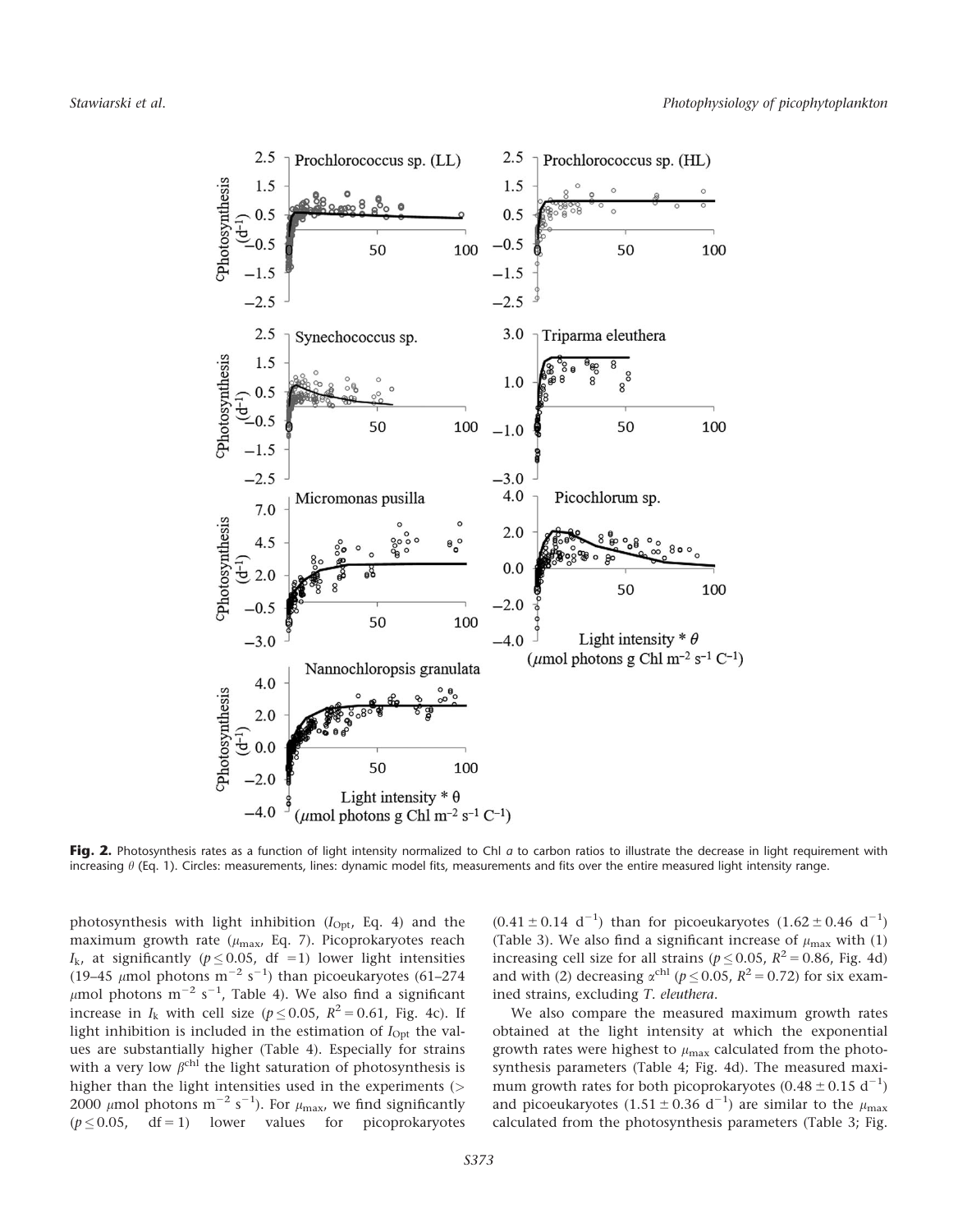**Fig. 2.** Photosynthesis rates as a function of light intensity normalized to Chl *a* to carbon ratios to illustrate the decrease in light requirement with increasing $\theta$ (Eq. 1). Circles: measurements, lines: dynamic model fits, measurements and fits over the entire measured light intensity range.

photosynthesis with light inhibition ($I_{Opt}$, Eq. 4) and the maximum growth rate ($\mu_{max}$, Eq. 7). Picoprokaryotes reach $I_k$, at significantly ($p \leq 0.05$, df = 1) lower light intensities (19–45 $\mu$mol photons m$^{-2}$ s$^{-1}$) than picoeukaryotes (61–274 $\mu$mol photons m$^{-2}$ s$^{-1}$, Table 4). We also find a significant increase in $I_k$ with cell size ($p \leq 0.05$, $R^2 = 0.61$, Fig. 4c). If light inhibition is included in the estimation of $I_{Opt}$ the values are substantially higher (Table 4). Especially for strains with a very low $\beta^{chl}$ the light saturation of photosynthesis is higher than the light intensities used in the experiments (> 2000 $\mu$mol photons m$^{-2}$ s$^{-1}$). For $\mu_{max}$, we find significantly ($p \leq 0.05$, df = 1) lower values for picoprokaryotes ($0.41 \pm 0.14$ d$^{-1}$) than for picoeukaryotes ($1.62 \pm 0.46$ d$^{-1}$) (Table 3). We also find a significant increase of $\mu_{max}$ with (1) increasing cell size for all strains ($p \leq 0.05$, $R^2 = 0.86$, Fig. 4d) and with (2) decreasing $\alpha^{chl}$ ($p \leq 0.05$, $R^2 = 0.72$) for six examined strains, excluding *T. eleuthera*.

We also compare the measured maximum growth rates obtained at the light intensity at which the exponential growth rates were highest to $\mu_{max}$ calculated from the photosynthesis parameters (Table 4; Fig. 4d). The measured maximum growth rates for both picoprokaryotes ($0.48 \pm 0.15$ d$^{-1}$) and picoeukaryotes ($1.51 \pm 0.36$ d$^{-1}$) are similar to the $\mu_{max}$ calculated from the photosynthesis parameters (Table 3; Fig.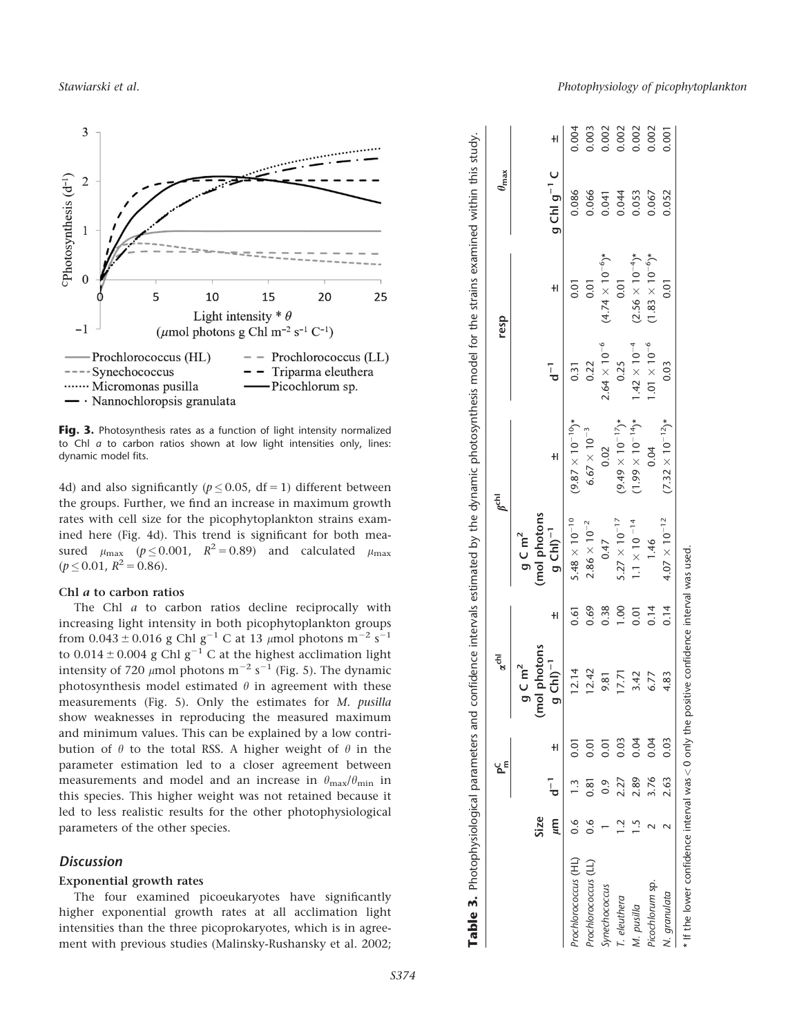Fig. 3. Photosynthesis rates as a function of light intensity normalized to Chl *a* to carbon ratios shown at low light intensities only, lines: dynamic model fits.

4d) and also significantly ($p \leq 0.05$, df = 1) different between the groups. Further, we find an increase in maximum growth rates with cell size for the picophytoplankton strains examined here (Fig. 4d). This trend is significant for both measured $\mu_{max}$ ($p \leq 0.001$, $R^2 = 0.89$) and calculated $\mu_{max}$ ($p \leq 0.01$, $R^2 = 0.86$).

### Chl *a* to carbon ratios

The Chl *a* to carbon ratios decline reciprocally with increasing light intensity in both picophytoplankton groups from $0.043 \pm 0.016$ g Chl g$^{-1}$ C at 13 $\mu$mol photons m$^{-2}$ s$^{-1}$ to $0.014 \pm 0.004$ g Chl g$^{-1}$ C at the highest acclimation light intensity of 720 $\mu$mol photons m$^{-2}$ s$^{-1}$ (Fig. 5). The dynamic photosynthesis model estimated $\theta$ in agreement with these measurements (Fig. 5). Only the estimates for *M. pusilla* show weaknesses in reproducing the measured maximum and minimum values. This can be explained by a low contribution of $\theta$ to the total RSS. A higher weight of $\theta$ in the parameter estimation led to a closer agreement between measurements and model and an increase in $\theta_{max}/\theta_{min}$ in this species. This higher weight was not retained because it led to less realistic results for the other photophysiological parameters of the other species.

## Discussion

### Exponential growth rates

The four examined picoeukaryotes have significantly higher exponential growth rates at all acclimation light intensities than the three picoprokaryotes, which is in agreement with previous studies (Malinsky-Rushansky et al. 2002;

**Table 3.** Photophysiological parameters and confidence intervals estimated by the dynamic photosynthesis model for the strains examined within this study.

| | Size | $P_m^C$ | | $\alpha^{chl}$ | | $\beta^{chl}$ | | resp | | $\theta_{max}$ | |
|---|---|---|---|---|---|---|---|---|---|---|---|
| | µm | d$^{-1}$ | ± | g C m$^2$ (mol photons g Chl)$^{-1}$ | ± | g C m$^2$ (mol photons g Chl)$^{-1}$ | ± | d$^{-1}$ | ± | g Chl g$^{-1}$ C | ± |
| *Prochlorococcus* (HL) | 0.6 | 1.3 | 0.01 | 12.14 | 0.61 | $5.48 \times 10^{-10}$ | $(9.87 \times 10^{-10})$* | 0.31 | 0.01 | 0.086 | 0.004 |
| *Prochlorococcus* (LL) | 0.6 | 0.81 | 0.01 | 12.42 | 0.69 | $2.86 \times 10^{-2}$ | $6.67 \times 10^{-3}$ | 0.22 | 0.01 | 0.066 | 0.003 |
| *Synechococcus* | 1 | 0.9 | 0.01 | 9.81 | 0.38 | 0.47 | 0.02 | $2.64 \times 10^{-6}$ | $(4.74 \times 10^{-6})$* | 0.041 | 0.002 |
| *T. eleuthera* | 1.2 | 2.27 | 0.03 | 17.71 | 1.00 | $5.27 \times 10^{-17}$ | $(9.49 \times 10^{-17})$* | 0.25 | 0.01 | 0.044 | 0.002 |
| *M. pusilla* | 1.5 | 2.89 | 0.04 | 3.42 | 0.01 | $1.1 \times 10^{-14}$ | $(1.99 \times 10^{-14})$* | $1.42 \times 10^{-4}$ | $(2.56 \times 10^{-4})$* | 0.053 | 0.002 |
| *Picochlorum* sp. | 2 | 3.76 | 0.04 | 6.77 | 0.14 | 1.46 | 0.04 | $1.01 \times 10^{-6}$ | $(1.83 \times 10^{-6})$* | 0.067 | 0.002 |
| *N. granulata* | 2 | 2.63 | 0.03 | 4.83 | 0.14 | $4.07 \times 10^{-12}$ | $(7.32 \times 10^{-12})$* | 0.03 | 0.01 | 0.052 | 0.001 |

\* If the lower confidence interval was < 0 only the positive confidence interval was used.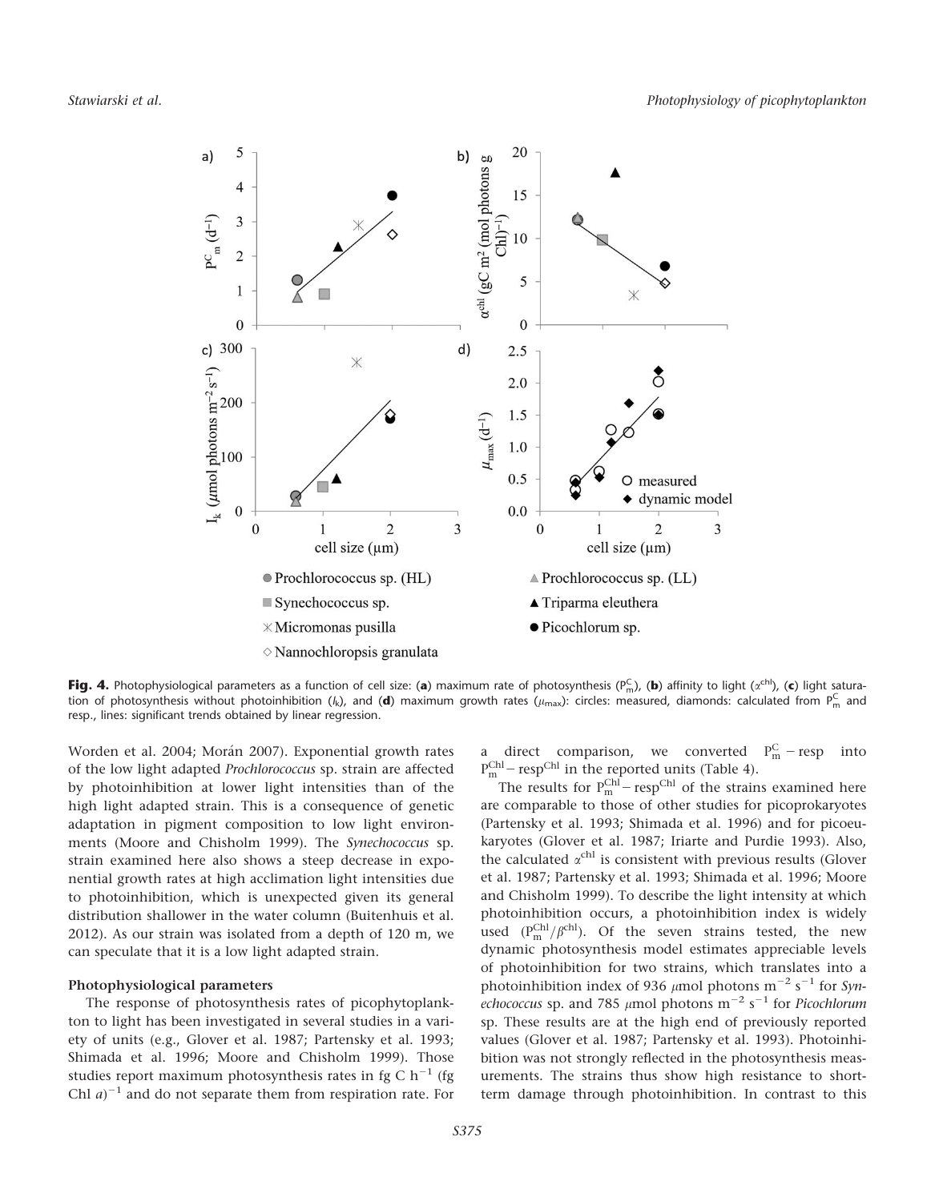**Fig. 4.** Photophysiological parameters as a function of cell size: (**a**) maximum rate of photosynthesis ($P_m^C$), (**b**) affinity to light ($\alpha^{chl}$), (**c**) light saturation of photosynthesis without photoinhibition ($I_k$), and (**d**) maximum growth rates ($\mu_{max}$): circles: measured, diamonds: calculated from $P_m^C$ and resp., lines: significant trends obtained by linear regression.

Worden et al. 2004; Morán 2007). Exponential growth rates of the low light adapted *Prochlorococcus* sp. strain are affected by photoinhibition at lower light intensities than of the high light adapted strain. This is a consequence of genetic adaptation in pigment composition to low light environments (Moore and Chisholm 1999). The *Synechococcus* sp. strain examined here also shows a steep decrease in exponential growth rates at high acclimation light intensities due to photoinhibition, which is unexpected given its general distribution shallower in the water column (Buitenhuis et al. 2012). As our strain was isolated from a depth of 120 m, we can speculate that it is a low light adapted strain.

### Photophysiological parameters

The response of photosynthesis rates of picophytoplankton to light has been investigated in several studies in a variety of units (e.g., Glover et al. 1987; Partensky et al. 1993; Shimada et al. 1996; Moore and Chisholm 1999). Those studies report maximum photosynthesis rates in fg C $h^{-1}$ (fg Chl $a$)$^{-1}$ and do not separate them from respiration rate. For a direct comparison, we converted $P_m^C - \text{resp}$ into $P_m^{Chl} - \text{resp}^{Chl}$ in the reported units (Table 4).

The results for $P_m^{Chl} - \text{resp}^{Chl}$ of the strains examined here are comparable to those of other studies for picoprokaryotes (Partensky et al. 1993; Shimada et al. 1996) and for picoeukaryotes (Glover et al. 1987; Iriarte and Purdie 1993). Also, the calculated $\alpha^{chl}$ is consistent with previous results (Glover et al. 1987; Partensky et al. 1993; Shimada et al. 1996; Moore and Chisholm 1999). To describe the light intensity at which photoinhibition occurs, a photoinhibition index is widely used ($P_m^{Chl}/\beta^{chl}$). Of the seven strains tested, the new dynamic photosynthesis model estimates appreciable levels of photoinhibition for two strains, which translates into a photoinhibition index of 936 $\mu$mol photons $m^{-2}$ $s^{-1}$ for *Synechococcus* sp. and 785 $\mu$mol photons $m^{-2}$ $s^{-1}$ for *Picochlorum* sp. These results are at the high end of previously reported values (Glover et al. 1987; Partensky et al. 1993). Photoinhibition was not strongly reflected in the photosynthesis measurements. The strains thus show high resistance to short-term damage through photoinhibition. In contrast to this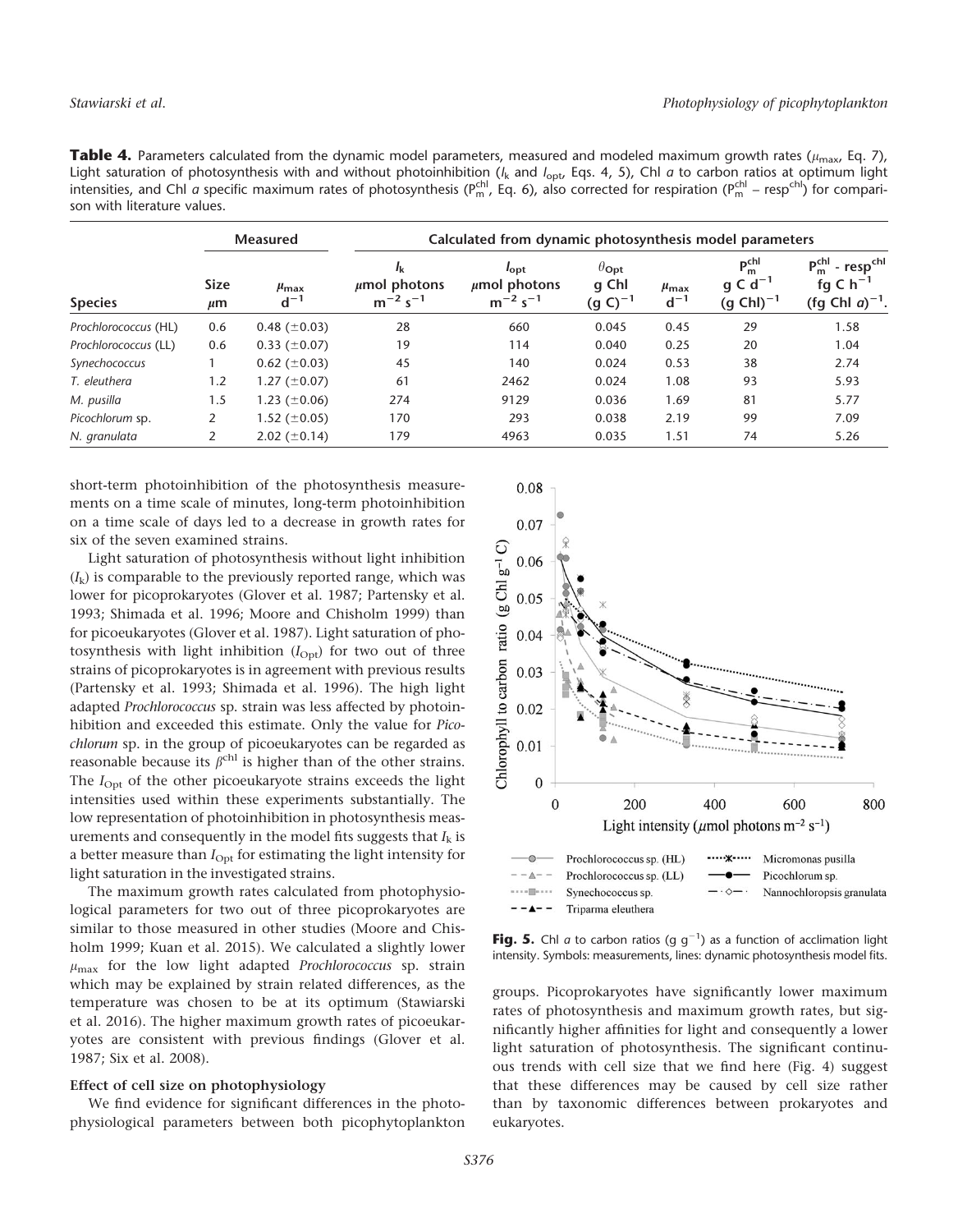**Table 4.** Parameters calculated from the dynamic model parameters, measured and modeled maximum growth rates ($\mu_{max}$, Eq. 7), Light saturation of photosynthesis with and without photoinhibition ($I_k$ and $I_{opt}$, Eqs. 4, 5), Chl *a* to carbon ratios at optimum light intensities, and Chl *a* specific maximum rates of photosynthesis ($P_m^{chl}$, Eq. 6), also corrected for respiration ($P_m^{chl}$ – $resp^{chl}$) for comparison with literature values.

| | Measured | | Calculated from dynamic photosynthesis model parameters | | | | | |
|---|---|---|---|---|---|---|---|---|
| Species | Size $\mu$m | $\mu_{max}$ $d^{-1}$ | $I_k$ $\mu$mol photons $m^{-2}$ $s^{-1}$ | $I_{opt}$ $\mu$mol photons $m^{-2}$ $s^{-1}$ | $\theta_{Opt}$ g Chl $(g\ C)^{-1}$ | $\mu_{max}$ $d^{-1}$ | $P_m^{chl}$ g C $d^{-1}$ $(g\ Chl)^{-1}$ | $P_m^{chl}$ - $resp^{chl}$ fg C $h^{-1}$ (fg Chl *a*)$^{-1}$. |
| *Prochlorococcus* (HL) | 0.6 | 0.48 (±0.03) | 28 | 660 | 0.045 | 0.45 | 29 | 1.58 |
| *Prochlorococcus* (LL) | 0.6 | 0.33 (±0.07) | 19 | 114 | 0.040 | 0.25 | 20 | 1.04 |
| *Synechococcus* | 1 | 0.62 (±0.03) | 45 | 140 | 0.024 | 0.53 | 38 | 2.74 |
| *T. eleuthera* | 1.2 | 1.27 (±0.07) | 61 | 2462 | 0.024 | 1.08 | 93 | 5.93 |
| *M. pusilla* | 1.5 | 1.23 (±0.06) | 274 | 9129 | 0.036 | 1.69 | 81 | 5.77 |
| *Picochlorum* sp. | 2 | 1.52 (±0.05) | 170 | 293 | 0.038 | 2.19 | 99 | 7.09 |
| *N. granulata* | 2 | 2.02 (±0.14) | 179 | 4963 | 0.035 | 1.51 | 74 | 5.26 |

short-term photoinhibition of the photosynthesis measurements on a time scale of minutes, long-term photoinhibition on a time scale of days led to a decrease in growth rates for six of the seven examined strains.

Light saturation of photosynthesis without light inhibition ($I_k$) is comparable to the previously reported range, which was lower for picoprokaryotes (Glover et al. 1987; Partensky et al. 1993; Shimada et al. 1996; Moore and Chisholm 1999) than for picoeukaryotes (Glover et al. 1987). Light saturation of photosynthesis with light inhibition ($I_{Opt}$) for two out of three strains of picoprokaryotes is in agreement with previous results (Partensky et al. 1993; Shimada et al. 1996). The high light adapted *Prochlorococcus* sp. strain was less affected by photoinhibition and exceeded this estimate. Only the value for *Picochlorum* sp. in the group of picoeukaryotes can be regarded as reasonable because its $\beta^{chl}$ is higher than of the other strains. The $I_{Opt}$ of the other picoeukaryote strains exceeds the light intensities used within these experiments substantially. The low representation of photoinhibition in photosynthesis measurements and consequently in the model fits suggests that $I_k$ is a better measure than $I_{Opt}$ for estimating the light intensity for light saturation in the investigated strains.

The maximum growth rates calculated from photophysiological parameters for two out of three picoprokaryotes are similar to those measured in other studies (Moore and Chisholm 1999; Kuan et al. 2015). We calculated a slightly lower $\mu_{max}$ for the low light adapted *Prochlorococcus* sp. strain which may be explained by strain related differences, as the temperature was chosen to be at its optimum (Stawiarski et al. 2016). The higher maximum growth rates of picoeukaryotes are consistent with previous findings (Glover et al. 1987; Six et al. 2008).

### Effect of cell size on photophysiology

We find evidence for significant differences in the photophysiological parameters between both picophytoplankton groups. Picoprokaryotes have significantly lower maximum rates of photosynthesis and maximum growth rates, but significantly higher affinities for light and consequently a lower light saturation of photosynthesis. The significant continuous trends with cell size that we find here (Fig. 4) suggest that these differences may be caused by cell size rather than by taxonomic differences between prokaryotes and eukaryotes.

**Fig. 5.** Chl *a* to carbon ratios (g $g^{-1}$) as a function of acclimation light intensity. Symbols: measurements, lines: dynamic photosynthesis model fits.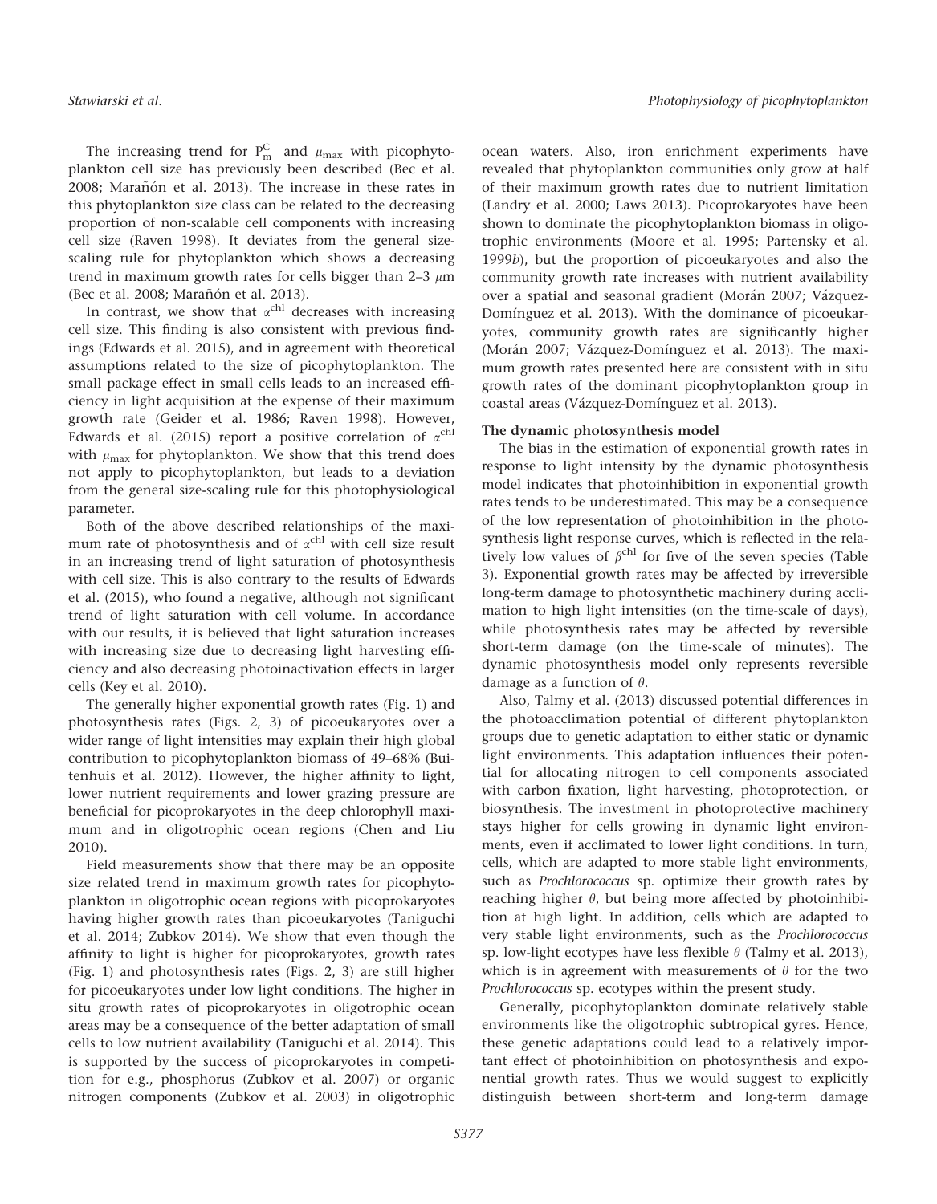The increasing trend for $P_m^C$ and $\mu_{max}$ with picophytoplankton cell size has previously been described (Bec et al. 2008; Marañón et al. 2013). The increase in these rates in this picophytoplankton size class can be related to the decreasing proportion of non-scalable cell components with increasing cell size (Raven 1998). It deviates from the general size-scaling rule for phytoplankton which shows a decreasing trend in maximum growth rates for cells bigger than 2–3 $\mu$m (Bec et al. 2008; Marañón et al. 2013).

In contrast, we show that $\alpha^{chl}$ decreases with increasing cell size. This finding is also consistent with previous findings (Edwards et al. 2015), and in agreement with theoretical assumptions related to the size of picophytoplankton. The small package effect in small cells leads to an increased efficiency in light acquisition at the expense of their maximum growth rate (Geider et al. 1986; Raven 1998). However, Edwards et al. (2015) report a positive correlation of $\alpha^{chl}$ with $\mu_{max}$ for phytoplankton. We show that this trend does not apply to picophytoplankton, but leads to a deviation from the general size-scaling rule for this photophysiological parameter.

Both of the above described relationships of the maximum rate of photosynthesis and of $\alpha^{chl}$ with cell size result in an increasing trend of light saturation of photosynthesis with cell size. This is also contrary to the results of Edwards et al. (2015), who found a negative, although not significant trend of light saturation with cell volume. In accordance with our results, it is believed that light saturation increases with increasing size due to decreasing light harvesting efficiency and also decreasing photoinactivation effects in larger cells (Key et al. 2010).

The generally higher exponential growth rates (Fig. 1) and photosynthesis rates (Figs. 2, 3) of picoeukaryotes over a wider range of light intensities may explain their high global contribution to picophytoplankton biomass of 49–68% (Buitenhuis et al. 2012). However, the higher affinity to light, lower nutrient requirements and lower grazing pressure are beneficial for picoprokaryotes in the deep chlorophyll maximum and in oligotrophic ocean regions (Chen and Liu 2010).

Field measurements show that there may be an opposite size related trend in maximum growth rates for picophytoplankton in oligotrophic ocean regions with picoprokaryotes having higher growth rates than picoeukaryotes (Taniguchi et al. 2014; Zubkov 2014). We show that even though the affinity to light is higher for picoprokaryotes, growth rates (Fig. 1) and photosynthesis rates (Figs. 2, 3) are still higher for picoeukaryotes under low light conditions. The higher in situ growth rates of picoprokaryotes in oligotrophic ocean areas may be a consequence of the better adaptation of small cells to low nutrient availability (Taniguchi et al. 2014). This is supported by the success of picoprokaryotes in competition for e.g., phosphorus (Zubkov et al. 2007) or organic nitrogen components (Zubkov et al. 2003) in oligotrophic ocean waters. Also, iron enrichment experiments have revealed that phytoplankton communities only grow at half of their maximum growth rates due to nutrient limitation (Landry et al. 2000; Laws 2013). Picoprokaryotes have been shown to dominate the picophytoplankton biomass in oligotrophic environments (Moore et al. 1995; Partensky et al. 1999*b*), but the proportion of picoeukaryotes and also the community growth rate increases with nutrient availability over a spatial and seasonal gradient (Morán 2007; Vázquez-Domínguez et al. 2013). With the dominance of picoeukaryotes, community growth rates are significantly higher (Morán 2007; Vázquez-Domínguez et al. 2013). The maximum growth rates presented here are consistent with in situ growth rates of the dominant picophytoplankton group in coastal areas (Vázquez-Domínguez et al. 2013).

**The dynamic photosynthesis model**

The bias in the estimation of exponential growth rates in response to light intensity by the dynamic photosynthesis model indicates that photoinhibition in exponential growth rates tends to be underestimated. This may be a consequence of the low representation of photoinhibition in the photosynthesis light response curves, which is reflected in the relatively low values of $\beta^{chl}$ for five of the seven species (Table 3). Exponential growth rates may be affected by irreversible long-term damage to photosynthetic machinery during acclimation to high light intensities (on the time-scale of days), while photosynthesis rates may be affected by reversible short-term damage (on the time-scale of minutes). The dynamic photosynthesis model only represents reversible damage as a function of $\theta$.

Also, Talmy et al. (2013) discussed potential differences in the photoacclimation potential of different phytoplankton groups due to genetic adaptation to either static or dynamic light environments. This adaptation influences their potential for allocating nitrogen to cell components associated with carbon fixation, light harvesting, photoprotection, or biosynthesis. The investment in photoprotective machinery stays higher for cells growing in dynamic light environments, even if acclimated to lower light conditions. In turn, cells, which are adapted to more stable light environments, such as *Prochlorococcus* sp. optimize their growth rates by reaching higher $\theta$, but being more affected by photoinhibition at high light. In addition, cells which are adapted to very stable light environments, such as the *Prochlorococcus* sp. low-light ecotypes have less flexible $\theta$ (Talmy et al. 2013), which is in agreement with measurements of $\theta$ for the two *Prochlorococcus* sp. ecotypes within the present study.

Generally, picophytoplankton dominate relatively stable environments like the oligotrophic subtropical gyres. Hence, these genetic adaptations could lead to a relatively important effect of photoinhibition on photosynthesis and exponential growth rates. Thus we would suggest to explicitly distinguish between short-term and long-term damage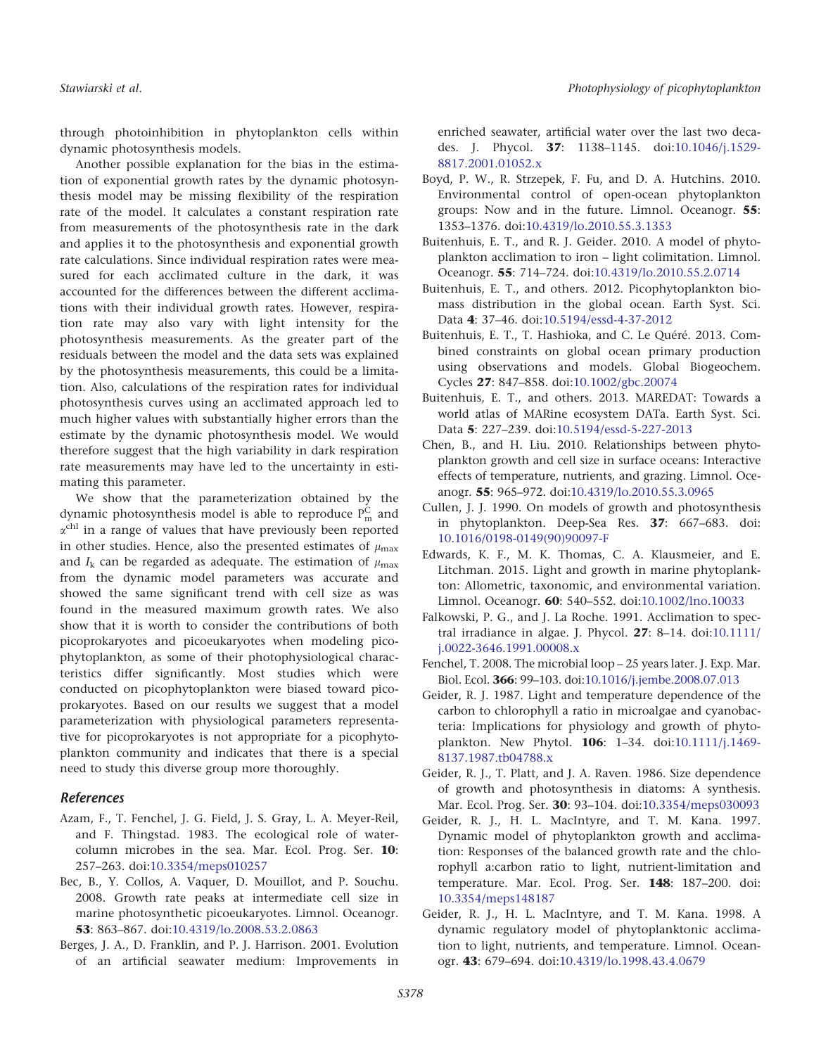through photoinhibition in phytoplankton cells within dynamic photosynthesis models.

Another possible explanation for the bias in the estimation of exponential growth rates by the dynamic photosynthesis model may be missing flexibility of the respiration rate of the model. It calculates a constant respiration rate from measurements of the photosynthesis rate in the dark and applies it to the photosynthesis and exponential growth rate calculations. Since individual respiration rates were measured for each acclimated culture in the dark, it was accounted for the differences between the different acclimations with their individual growth rates. However, respiration rate may also vary with light intensity for the photosynthesis measurements. As the greater part of the residuals between the model and the data sets was explained by the photosynthesis measurements, this could be a limitation. Also, calculations of the respiration rates for individual photosynthesis curves using an acclimated approach led to much higher values with substantially higher errors than the estimate by the dynamic photosynthesis model. We would therefore suggest that the high variability in dark respiration rate measurements may have led to the uncertainty in estimating this parameter.

We show that the parameterization obtained by the dynamic photosynthesis model is able to reproduce $P_m^C$ and $\alpha^{chl}$ in a range of values that have previously been reported in other studies. Hence, also the presented estimates of $\mu_{max}$ and $I_k$ can be regarded as adequate. The estimation of $\mu_{max}$ from the dynamic model parameters was accurate and showed the same significant trend with cell size as was found in the measured maximum growth rates. We also show that it is worth to consider the contributions of both picoprokaryotes and picoeukaryotes when modeling picophytoplankton, as some of their photophysiological characteristics differ significantly. Most studies which were conducted on picophytoplankton were biased toward picoprokaryotes. Based on our results we suggest that a model parameterization with physiological parameters representative for picoprokaryotes is not appropriate for a picophytoplankton community and indicates that there is a special need to study this diverse group more thoroughly.

### *References*

- Azam, F., T. Fenchel, J. G. Field, J. S. Gray, L. A. Meyer-Reil, and F. Thingstad. 1983. The ecological role of water-column microbes in the sea. Mar. Ecol. Prog. Ser. **10**: 257–263. doi:10.3354/meps010257
- Bec, B., Y. Collos, A. Vaquer, D. Mouillot, and P. Souchu. 2008. Growth rate peaks at intermediate cell size in marine photosynthetic picoeukaryotes. Limnol. Oceanogr. **53**: 863–867. doi:10.4319/lo.2008.53.2.0863
- Berges, J. A., D. Franklin, and P. J. Harrison. 2001. Evolution of an artificial seawater medium: Improvements in enriched seawater, artificial water over the last two decades. J. Phycol. **37**: 1138–1145. doi:10.1046/j.1529-8817.2001.01052.x
- Boyd, P. W., R. Strzepek, F. Fu, and D. A. Hutchins. 2010. Environmental control of open-ocean phytoplankton groups: Now and in the future. Limnol. Oceanogr. **55**: 1353–1376. doi:10.4319/lo.2010.55.3.1353
- Buitenhuis, E. T., and R. J. Geider. 2010. A model of phytoplankton acclimation to iron – light colimitation. Limnol. Oceanogr. **55**: 714–724. doi:10.4319/lo.2010.55.2.0714
- Buitenhuis, E. T., and others. 2012. Picophytoplankton biomass distribution in the global ocean. Earth Syst. Sci. Data **4**: 37–46. doi:10.5194/essd-4-37-2012
- Buitenhuis, E. T., T. Hashioka, and C. Le Quéré. 2013. Combined constraints on global ocean primary production using observations and models. Global Biogeochem. Cycles **27**: 847–858. doi:10.1002/gbc.20074
- Buitenhuis, E. T., and others. 2013. MAREDAT: Towards a world atlas of MARine ecosystem DATa. Earth Syst. Sci. Data **5**: 227–239. doi:10.5194/essd-5-227-2013
- Chen, B., and H. Liu. 2010. Relationships between phytoplankton growth and cell size in surface oceans: Interactive effects of temperature, nutrients, and grazing. Limnol. Oceanogr. **55**: 965–972. doi:10.4319/lo.2010.55.3.0965
- Cullen, J. J. 1990. On models of growth and photosynthesis in phytoplankton. Deep-Sea Res. **37**: 667–683. doi:10.1016/0198-0149(90)90097-F
- Edwards, K. F., M. K. Thomas, C. A. Klausmeier, and E. Litchman. 2015. Light and growth in marine phytoplankton: Allometric, taxonomic, and environmental variation. Limnol. Oceanogr. **60**: 540–552. doi:10.1002/lno.10033
- Falkowski, P. G., and J. La Roche. 1991. Acclimation to spectral irradiance in algae. J. Phycol. **27**: 8–14. doi:10.1111/j.0022-3646.1991.00008.x
- Fenchel, T. 2008. The microbial loop – 25 years later. J. Exp. Mar. Biol. Ecol. **366**: 99–103. doi:10.1016/j.jembe.2008.07.013
- Geider, R. J. 1987. Light and temperature dependence of the carbon to chlorophyll a ratio in microalgae and cyanobacteria: Implications for physiology and growth of phytoplankton. New Phytol. **106**: 1–34. doi:10.1111/j.1469-8137.1987.tb04788.x
- Geider, R. J., T. Platt, and J. A. Raven. 1986. Size dependence of growth and photosynthesis in diatoms: A synthesis. Mar. Ecol. Prog. Ser. **30**: 93–104. doi:10.3354/meps030093
- Geider, R. J., H. L. MacIntyre, and T. M. Kana. 1997. Dynamic model of phytoplankton growth and acclimation: Responses of the balanced growth rate and the chlorophyll a:carbon ratio to light, nutrient-limitation and temperature. Mar. Ecol. Prog. Ser. **148**: 187–200. doi:10.3354/meps148187
- Geider, R. J., H. L. MacIntyre, and T. M. Kana. 1998. A dynamic regulatory model of phytoplanktonic acclimation to light, nutrients, and temperature. Limnol. Oceanogr. **43**: 679–694. doi:10.4319/lo.1998.43.4.0679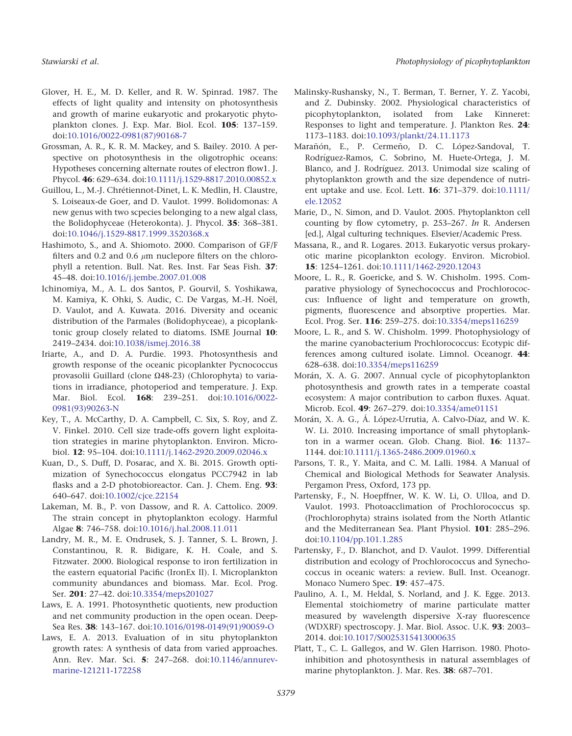Glover, H. E., M. D. Keller, and R. W. Spinrad. 1987. The effects of light quality and intensity on photosynthesis and growth of marine eukaryotic and prokaryotic phytoplankton clones. J. Exp. Mar. Biol. Ecol. **105**: 137–159. doi:10.1016/0022-0981(87)90168-7

Grossman, A. R., K. R. M. Mackey, and S. Bailey. 2010. A perspective on photosynthesis in the oligotrophic oceans: Hypotheses concerning alternate routes of electron flow1. J. Phycol. **46**: 629–634. doi:10.1111/j.1529-8817.2010.00852.x

Guillou, L., M.-J. Chrétiennot-Dinet, L. K. Medlin, H. Claustre, S. Loiseaux-de Goer, and D. Vaulot. 1999. Bolidomonas: A new genus with two scpecies belonging to a new algal class, the Bolidophyceae (Heterokonta). J. Phycol. **35**: 368–381. doi:10.1046/j.1529-8817.1999.3520368.x

Hashimoto, S., and A. Shiomoto. 2000. Comparison of GF/F filters and 0.2 and 0.6 $\mu$m nuclepore filters on the chlorophyll a retention. Bull. Nat. Res. Inst. Far Seas Fish. **37**: 45–48. doi:10.1016/j.jembe.2007.01.008

Ichinomiya, M., A. L. dos Santos, P. Gourvil, S. Yoshikawa, M. Kamiya, K. Ohki, S. Audic, C. De Vargas, M.-H. Noël, D. Vaulot, and A. Kuwata. 2016. Diversity and oceanic distribution of the Parmales (Bolidophyceae), a picoplanktonic group closely related to diatoms. ISME Journal **10**: 2419–2434. doi:10.1038/ismej.2016.38

Iriarte, A., and D. A. Purdie. 1993. Photosynthesis and growth response of the oceanic picoplankter Pycnococcus provasolii Guillard (clone Ω48-23) (Chlorophyta) to variations in irradiance, photoperiod and temperature. J. Exp. Mar. Biol. Ecol. **168**: 239–251. doi:10.1016/0022-0981(93)90263-N

Key, T., A. McCarthy, D. A. Campbell, C. Six, S. Roy, and Z. V. Finkel. 2010. Cell size trade-offs govern light exploitation strategies in marine phytoplankton. Environ. Microbiol. **12**: 95–104. doi:10.1111/j.1462-2920.2009.02046.x

Kuan, D., S. Duff, D. Posarac, and X. Bi. 2015. Growth optimization of Synechococcus elongatus PCC7942 in lab flasks and a 2-D photobioreactor. Can. J. Chem. Eng. **93**: 640–647. doi:10.1002/cjce.22154

Lakeman, M. B., P. von Dassow, and R. A. Cattolico. 2009. The strain concept in phytoplankton ecology. Harmful Algae **8**: 746–758. doi:10.1016/j.hal.2008.11.011

Landry, M. R., M. E. Ondrusek, S. J. Tanner, S. L. Brown, J. Constantinou, R. R. Bidigare, K. H. Coale, and S. Fitzwater. 2000. Biological response to iron fertilization in the eastern equatorial Pacific (IronEx II). I. Microplankton community abundances and biomass. Mar. Ecol. Prog. Ser. **201**: 27–42. doi:10.3354/meps201027

Laws, E. A. 1991. Photosynthetic quotients, new production and net community production in the open ocean. Deep-Sea Res. **38**: 143–167. doi:10.1016/0198-0149(91)90059-O

Laws, E. A. 2013. Evaluation of in situ phytoplankton growth rates: A synthesis of data from varied approaches. Ann. Rev. Mar. Sci. **5**: 247–268. doi:10.1146/annurev-marine-121211-172258

Malinsky-Rushansky, N., T. Berman, T. Berner, Y. Z. Yacobi, and Z. Dubinsky. 2002. Physiological characteristics of picophytoplankton, isolated from Lake Kinneret: Responses to light and temperature. J. Plankton Res. **24**: 1173–1183. doi:10.1093/plankt/24.11.1173

Marañón, E., P. Cermeño, D. C. López-Sandoval, T. Rodríguez-Ramos, C. Sobrino, M. Huete-Ortega, J. M. Blanco, and J. Rodríguez. 2013. Unimodal size scaling of phytoplankton growth and the size dependence of nutrient uptake and use. Ecol. Lett. **16**: 371–379. doi:10.1111/ele.12052

Marie, D., N. Simon, and D. Vaulot. 2005. Phytoplankton cell counting by flow cytometry, p. 253–267. *In* R. Andersen [ed.], Algal culturing techniques. Elsevier/Academic Press.

Massana, R., and R. Logares. 2013. Eukaryotic versus prokaryotic marine picoplankton ecology. Environ. Microbiol. **15**: 1254–1261. doi:10.1111/1462-2920.12043

Moore, L. R., R. Goericke, and S. W. Chisholm. 1995. Comparative physiology of Synechococcus and Prochlorococcus: Influence of light and temperature on growth, pigments, fluorescence and absorptive properties. Mar. Ecol. Prog. Ser. **116**: 259–275. doi:10.3354/meps116259

Moore, L. R., and S. W. Chisholm. 1999. Photophysiology of the marine cyanobacterium Prochlorococcus: Ecotypic differences among cultured isolate. Limnol. Oceanogr. **44**: 628–638. doi:10.3354/meps116259

Morán, X. A. G. 2007. Annual cycle of picophytoplankton photosynthesis and growth rates in a temperate coastal ecosystem: A major contribution to carbon fluxes. Aquat. Microb. Ecol. **49**: 267–279. doi:10.3354/ame01151

Morán, X. A. G., Á. López-Urrutia, A. Calvo-Díaz, and W. K. W. Li. 2010. Increasing importance of small phytoplankton in a warmer ocean. Glob. Chang. Biol. **16**: 1137–1144. doi:10.1111/j.1365-2486.2009.01960.x

Parsons, T. R., Y. Maita, and C. M. Lalli. 1984. A Manual of Chemical and Biological Methods for Seawater Analysis. Pergamon Press, Oxford, 173 pp.

Partensky, F., N. Hoepffner, W. K. W. Li, O. Ulloa, and D. Vaulot. 1993. Photoacclimation of Prochlorococcus sp. (Prochlorophyta) strains isolated from the North Atlantic and the Mediterranean Sea. Plant Physiol. **101**: 285–296. doi:10.1104/pp.101.1.285

Partensky, F., D. Blanchot, and D. Vaulot. 1999. Differential distribution and ecology of Prochlorococcus and Synechococcus in oceanic waters: a review. Bull. Inst. Oceanogr. Monaco Numero Spec. **19**: 457–475.

Paulino, A. I., M. Heldal, S. Norland, and J. K. Egge. 2013. Elemental stoichiometry of marine particulate matter measured by wavelength dispersive X-ray fluorescence (WDXRF) spectroscopy. J. Mar. Biol. Assoc. U.K. **93**: 2003–2014. doi:10.1017/S0025315413000635

Platt, T., C. L. Gallegos, and W. Glen Harrison. 1980. Photoinhibition and photosynthesis in natural assemblages of marine phytoplankton. J. Mar. Res. **38**: 687–701.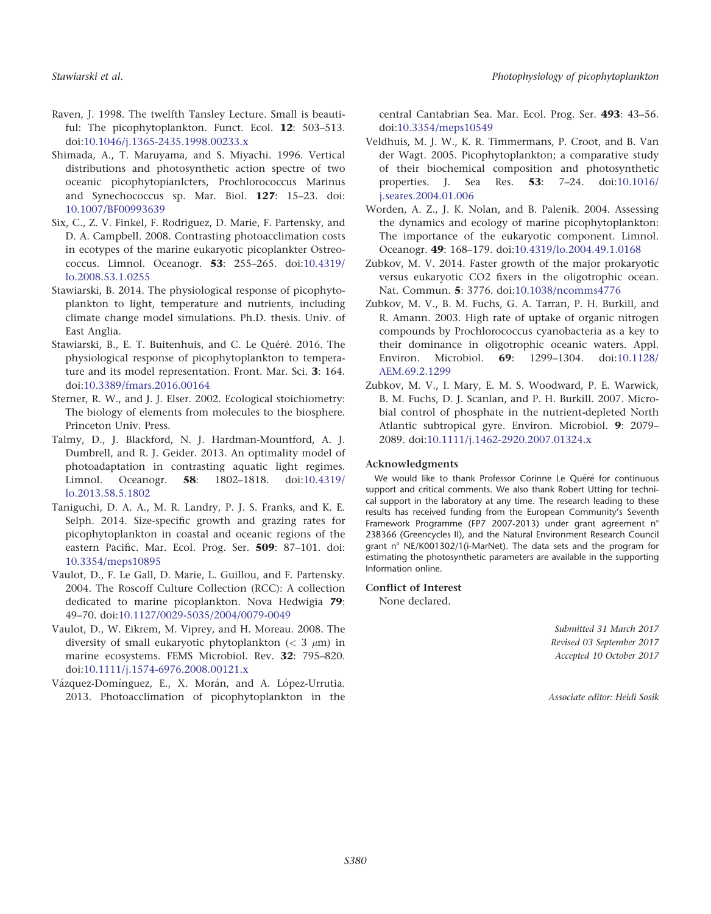Raven, J. 1998. The twelfth Tansley Lecture. Small is beautiful: The picophytoplankton. Funct. Ecol. **12**: 503–513. doi:10.1046/j.1365-2435.1998.00233.x

Shimada, A., T. Maruyama, and S. Miyachi. 1996. Vertical distributions and photosynthetic action spectre of two oceanic picophytopianlcters, Prochlorococcus Marinus and Synechococcus sp. Mar. Biol. **127**: 15–23. doi: 10.1007/BF00993639

Six, C., Z. V. Finkel, F. Rodriguez, D. Marie, F. Partensky, and D. A. Campbell. 2008. Contrasting photoacclimation costs in ecotypes of the marine eukaryotic picoplankter Ostreococcus. Limnol. Oceanogr. **53**: 255–265. doi:10.4319/lo.2008.53.1.0255

Stawiarski, B. 2014. The physiological response of picophytoplankton to light, temperature and nutrients, including climate change model simulations. Ph.D. thesis. Univ. of East Anglia.

Stawiarski, B., E. T. Buitenhuis, and C. Le Quéré. 2016. The physiological response of picophytoplankton to temperature and its model representation. Front. Mar. Sci. **3**: 164. doi:10.3389/fmars.2016.00164

Sterner, R. W., and J. J. Elser. 2002. Ecological stoichiometry: The biology of elements from molecules to the biosphere. Princeton Univ. Press.

Talmy, D., J. Blackford, N. J. Hardman-Mountford, A. J. Dumbrell, and R. J. Geider. 2013. An optimality model of photoadaptation in contrasting aquatic light regimes. Limnol. Oceanogr. **58**: 1802–1818. doi:10.4319/lo.2013.58.5.1802

Taniguchi, D. A. A., M. R. Landry, P. J. S. Franks, and K. E. Selph. 2014. Size-specific growth and grazing rates for picophytoplankton in coastal and oceanic regions of the eastern Pacific. Mar. Ecol. Prog. Ser. **509**: 87–101. doi: 10.3354/meps10895

Vaulot, D., F. Le Gall, D. Marie, L. Guillou, and F. Partensky. 2004. The Roscoff Culture Collection (RCC): A collection dedicated to marine picoplankton. Nova Hedwigia **79**: 49–70. doi:10.1127/0029-5035/2004/0079-0049

Vaulot, D., W. Eikrem, M. Viprey, and H. Moreau. 2008. The diversity of small eukaryotic phytoplankton ($< 3$ $\mu$m) in marine ecosystems. FEMS Microbiol. Rev. **32**: 795–820. doi:10.1111/j.1574-6976.2008.00121.x

Vázquez-Domínguez, E., X. Morán, and A. López-Urrutia. 2013. Photoacclimation of picophytoplankton in the central Cantabrian Sea. Mar. Ecol. Prog. Ser. **493**: 43–56. doi:10.3354/meps10549

Veldhuis, M. J. W., K. R. Timmermans, P. Croot, and B. Van der Wagt. 2005. Picophytoplankton; a comparative study of their biochemical composition and photosynthetic properties. J. Sea Res. **53**: 7–24. doi:10.1016/j.seares.2004.01.006

Worden, A. Z., J. K. Nolan, and B. Palenik. 2004. Assessing the dynamics and ecology of marine picophytoplankton: The importance of the eukaryotic component. Limnol. Oceanogr. **49**: 168–179. doi:10.4319/lo.2004.49.1.0168

Zubkov, M. V. 2014. Faster growth of the major prokaryotic versus eukaryotic CO2 fixers in the oligotrophic ocean. Nat. Commun. **5**: 3776. doi:10.1038/ncomms4776

Zubkov, M. V., B. M. Fuchs, G. A. Tarran, P. H. Burkill, and R. Amann. 2003. High rate of uptake of organic nitrogen compounds by Prochlorococcus cyanobacteria as a key to their dominance in oligotrophic oceanic waters. Appl. Environ. Microbiol. **69**: 1299–1304. doi:10.1128/AEM.69.2.1299

Zubkov, M. V., I. Mary, E. M. S. Woodward, P. E. Warwick, B. M. Fuchs, D. J. Scanlan, and P. H. Burkill. 2007. Microbial control of phosphate in the nutrient-depleted North Atlantic subtropical gyre. Environ. Microbiol. **9**: 2079–2089. doi:10.1111/j.1462-2920.2007.01324.x

## Acknowledgments

We would like to thank Professor Corinne Le Quéré for continuous support and critical comments. We also thank Robert Utting for technical support in the laboratory at any time. The research leading to these results has received funding from the European Community's Seventh Framework Programme (FP7 2007-2013) under grant agreement n° 238366 (Greencycles II), and the Natural Environment Research Council grant n° NE/K001302/1(i-MarNet). The data sets and the program for estimating the photosynthetic parameters are available in the supporting Information online.

## Conflict of Interest

None declared.

*Submitted 31 March 2017*
*Revised 03 September 2017*
*Accepted 10 October 2017*

*Associate editor: Heidi Sosik*